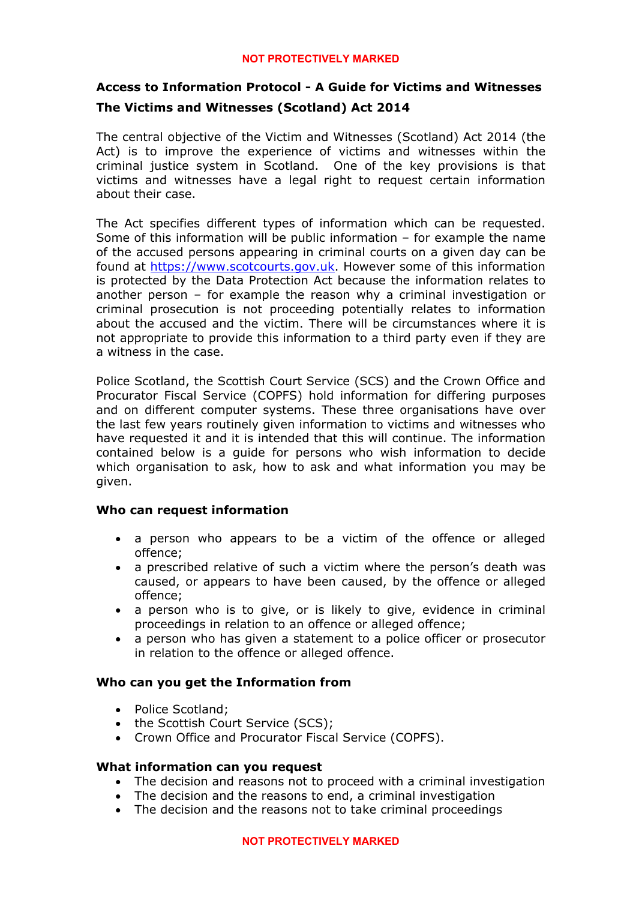## Access to Information Protocol - A Guide for Victims and Witnesses

## The Victims and Witnesses (Scotland) Act 2014

The central objective of the Victim and Witnesses (Scotland) Act 2014 (the Act) is to improve the experience of victims and witnesses within the criminal justice system in Scotland. One of the key provisions is that victims and witnesses have a legal right to request certain information about their case.

The Act specifies different types of information which can be requested. Some of this information will be public information – for example the name of the accused persons appearing in criminal courts on a given day can be found at https://www.scotcourts.gov.uk. However some of this information is protected by the Data Protection Act because the information relates to another person – for example the reason why a criminal investigation or criminal prosecution is not proceeding potentially relates to information about the accused and the victim. There will be circumstances where it is not appropriate to provide this information to a third party even if they are a witness in the case.

Police Scotland, the Scottish Court Service (SCS) and the Crown Office and Procurator Fiscal Service (COPFS) hold information for differing purposes and on different computer systems. These three organisations have over the last few years routinely given information to victims and witnesses who have requested it and it is intended that this will continue. The information contained below is a guide for persons who wish information to decide which organisation to ask, how to ask and what information you may be given.

### Who can request information

- a person who appears to be a victim of the offence or alleged offence;
- a prescribed relative of such a victim where the person's death was caused, or appears to have been caused, by the offence or alleged offence;
- a person who is to give, or is likely to give, evidence in criminal proceedings in relation to an offence or alleged offence;
- a person who has given a statement to a police officer or prosecutor in relation to the offence or alleged offence.

### Who can you get the Information from

- Police Scotland;
- the Scottish Court Service (SCS);
- Crown Office and Procurator Fiscal Service (COPFS).

### What information can you request

- The decision and reasons not to proceed with a criminal investigation
- The decision and the reasons to end, a criminal investigation
- The decision and the reasons not to take criminal proceedings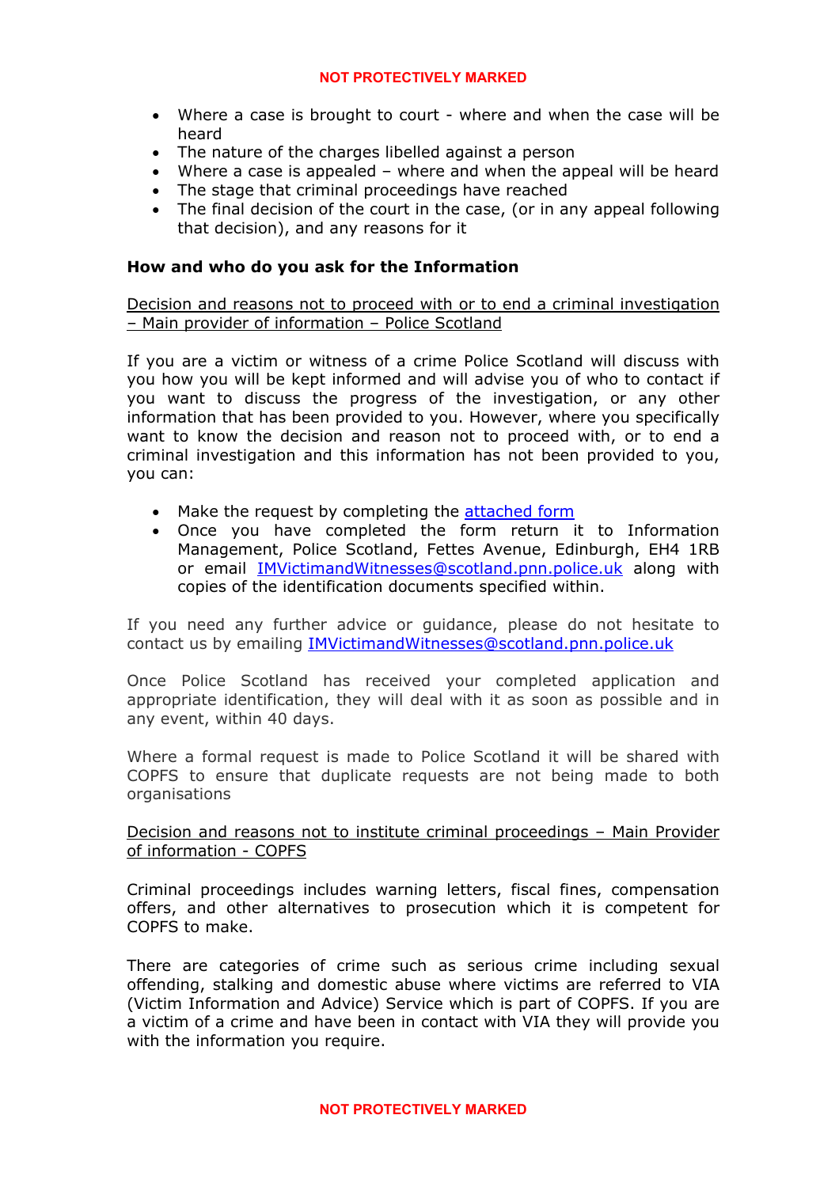- Where a case is brought to court - where and when the case will be heard
- The nature of the charges libelled against a person
- Where a case is appealed – where and when the appeal will be heard
- The stage that criminal proceedings have reached
- The final decision of the court in the case, (or in any appeal following that decision), and any reasons for it

**How and who do you ask for the Information**

<u>Decision and reasons not to proceed with or to end a criminal investigation – Main provider of information – Police Scotland</u>

If you are a victim or witness of a crime Police Scotland will discuss with you how you will be kept informed and will advise you of who to contact if you want to discuss the progress of the investigation, or any other information that has been provided to you. However, where you specifically want to know the decision and reason not to proceed with, or to end a criminal investigation and this information has not been provided to you, you can:

- Make the request by completing the attached form
- Once you have completed the form return it to Information Management, Police Scotland, Fettes Avenue, Edinburgh, EH4 1RB or email IMVictimandWitnesses@scotland.pnn.police.uk along with copies of the identification documents specified within.

If you need any further advice or guidance, please do not hesitate to contact us by emailing IMVictimandWitnesses@scotland.pnn.police.uk

Once Police Scotland has received your completed application and appropriate identification, they will deal with it as soon as possible and in any event, within 40 days.

Where a formal request is made to Police Scotland it will be shared with COPFS to ensure that duplicate requests are not being made to both organisations

<u>Decision and reasons not to institute criminal proceedings – Main Provider of information - COPFS</u>

Criminal proceedings includes warning letters, fiscal fines, compensation offers, and other alternatives to prosecution which it is competent for COPFS to make.

There are categories of crime such as serious crime including sexual offending, stalking and domestic abuse where victims are referred to VIA (Victim Information and Advice) Service which is part of COPFS. If you are a victim of a crime and have been in contact with VIA they will provide you with the information you require.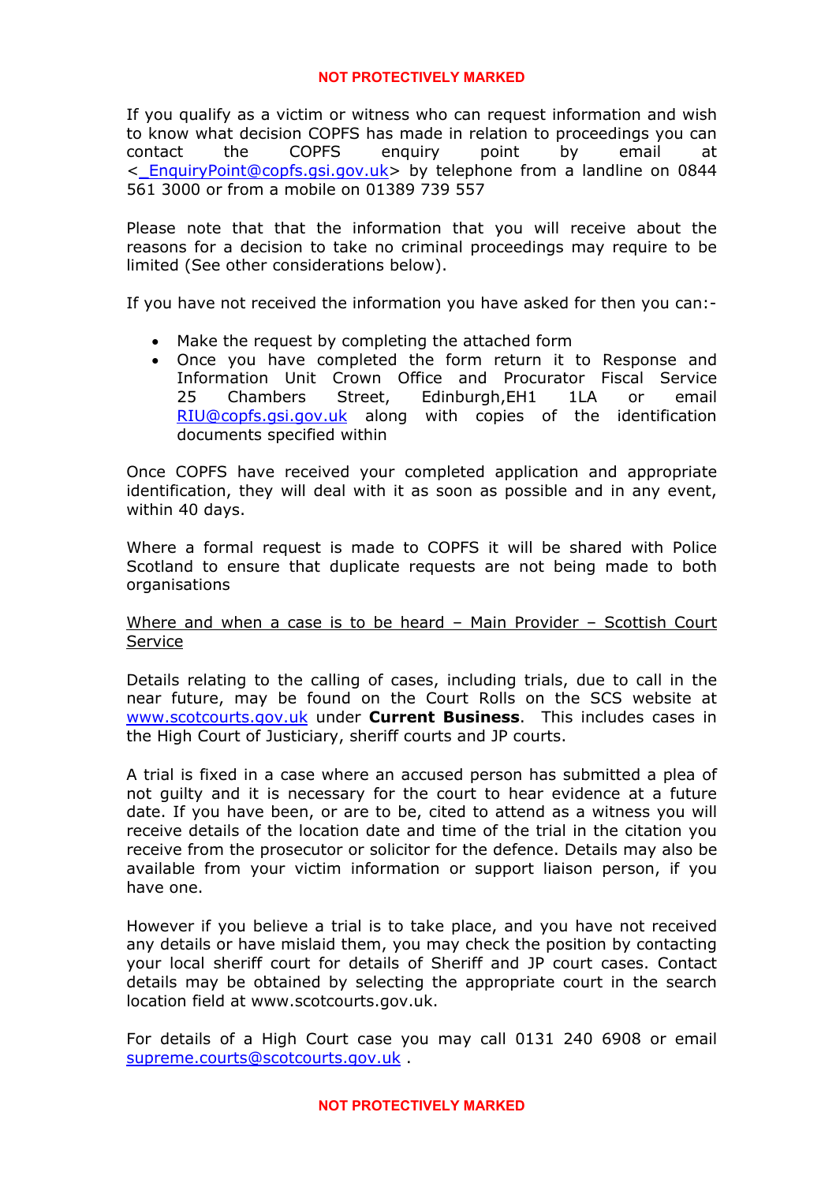If you qualify as a victim or witness who can request information and wish to know what decision COPFS has made in relation to proceedings you can contact the COPFS enquiry point by email at < EnquiryPoint@copfs.gsi.gov.uk> by telephone from a landline on 0844 561 3000 or from a mobile on 01389 739 557

Please note that that the information that you will receive about the reasons for a decision to take no criminal proceedings may require to be limited (See other considerations below).

If you have not received the information you have asked for then you can:-

- Make the request by completing the attached form
- Once you have completed the form return it to Response and Information Unit Crown Office and Procurator Fiscal Service 25 Chambers Street, Edinburgh,EH1 1LA or email RIU@copfs.gsi.gov.uk along with copies of the identification documents specified within

Once COPFS have received your completed application and appropriate identification, they will deal with it as soon as possible and in any event, within 40 days.

Where a formal request is made to COPFS it will be shared with Police Scotland to ensure that duplicate requests are not being made to both organisations

<u>Where and when a case is to be heard – Main Provider – Scottish Court Service</u>

Details relating to the calling of cases, including trials, due to call in the near future, may be found on the Court Rolls on the SCS website at www.scotcourts.gov.uk under **Current Business**. This includes cases in the High Court of Justiciary, sheriff courts and JP courts.

A trial is fixed in a case where an accused person has submitted a plea of not guilty and it is necessary for the court to hear evidence at a future date. If you have been, or are to be, cited to attend as a witness you will receive details of the location date and time of the trial in the citation you receive from the prosecutor or solicitor for the defence. Details may also be available from your victim information or support liaison person, if you have one.

However if you believe a trial is to take place, and you have not received any details or have mislaid them, you may check the position by contacting your local sheriff court for details of Sheriff and JP court cases. Contact details may be obtained by selecting the appropriate court in the search location field at www.scotcourts.gov.uk.

For details of a High Court case you may call 0131 240 6908 or email supreme.courts@scotcourts.gov.uk .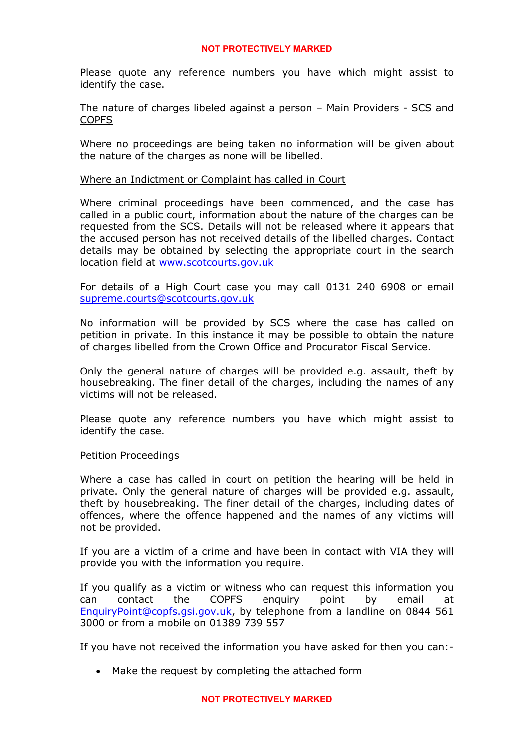Please quote any reference numbers you have which might assist to identify the case.

The nature of charges libeled against a person – Main Providers - SCS and COPFS

Where no proceedings are being taken no information will be given about the nature of the charges as none will be libelled.

Where an Indictment or Complaint has called in Court

Where criminal proceedings have been commenced, and the case has called in a public court, information about the nature of the charges can be requested from the SCS. Details will not be released where it appears that the accused person has not received details of the libelled charges. Contact details may be obtained by selecting the appropriate court in the search location field at www.scotcourts.gov.uk

For details of a High Court case you may call 0131 240 6908 or email supreme.courts@scotcourts.gov.uk

No information will be provided by SCS where the case has called on petition in private. In this instance it may be possible to obtain the nature of charges libelled from the Crown Office and Procurator Fiscal Service.

Only the general nature of charges will be provided e.g. assault, theft by housebreaking. The finer detail of the charges, including the names of any victims will not be released.

Please quote any reference numbers you have which might assist to identify the case.

Petition Proceedings

Where a case has called in court on petition the hearing will be held in private. Only the general nature of charges will be provided e.g. assault, theft by housebreaking. The finer detail of the charges, including dates of offences, where the offence happened and the names of any victims will not be provided.

If you are a victim of a crime and have been in contact with VIA they will provide you with the information you require.

If you qualify as a victim or witness who can request this information you can contact the COPFS enquiry point by email at EnquiryPoint@copfs.gsi.gov.uk, by telephone from a landline on 0844 561 3000 or from a mobile on 01389 739 557

If you have not received the information you have asked for then you can:-

- Make the request by completing the attached form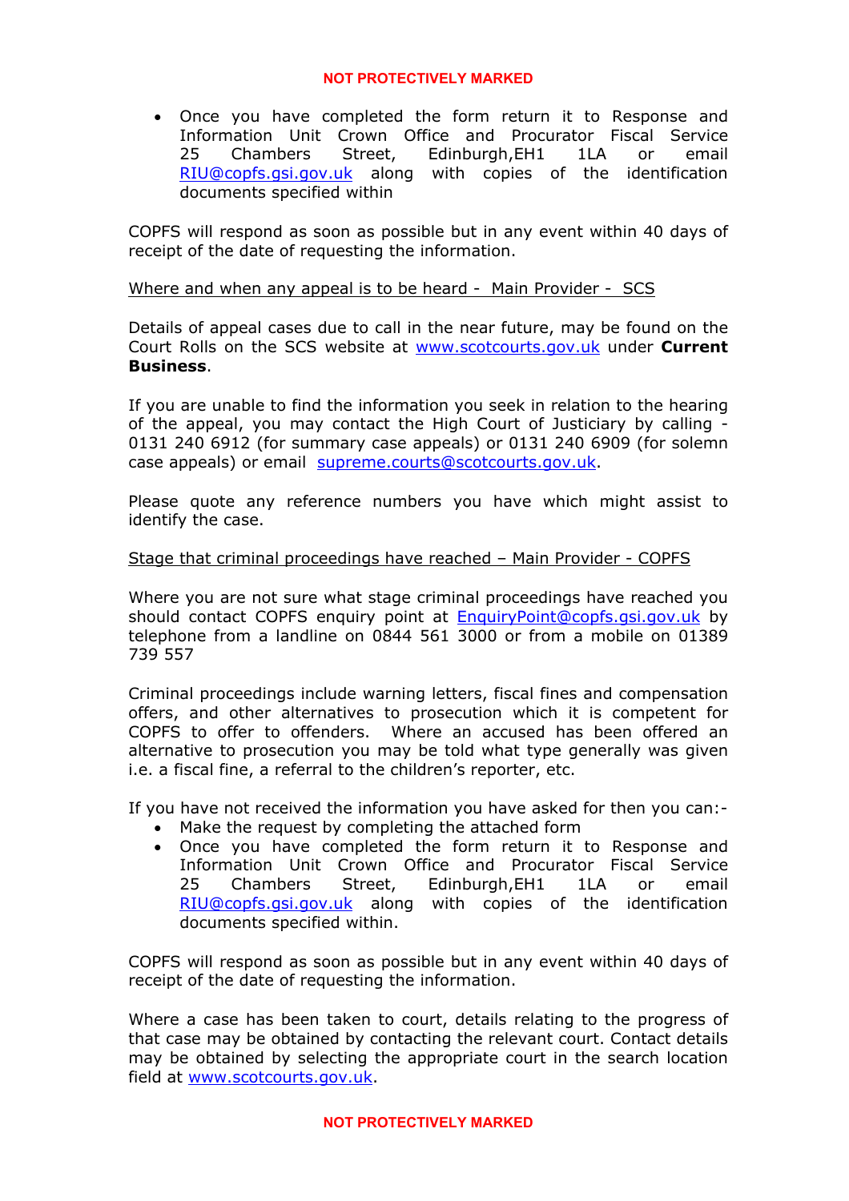- Once you have completed the form return it to Response and Information Unit Crown Office and Procurator Fiscal Service 25 Chambers Street, Edinburgh,EH1 1LA or email RIU@copfs.gsi.gov.uk along with copies of the identification documents specified within

COPFS will respond as soon as possible but in any event within 40 days of receipt of the date of requesting the information.

Where and when any appeal is to be heard - Main Provider - SCS

Details of appeal cases due to call in the near future, may be found on the Court Rolls on the SCS website at www.scotcourts.gov.uk under **Current Business**.

If you are unable to find the information you seek in relation to the hearing of the appeal, you may contact the High Court of Justiciary by calling - 0131 240 6912 (for summary case appeals) or 0131 240 6909 (for solemn case appeals) or email supreme.courts@scotcourts.gov.uk.

Please quote any reference numbers you have which might assist to identify the case.

Stage that criminal proceedings have reached – Main Provider - COPFS

Where you are not sure what stage criminal proceedings have reached you should contact COPFS enquiry point at EnquiryPoint@copfs.gsi.gov.uk by telephone from a landline on 0844 561 3000 or from a mobile on 01389 739 557

Criminal proceedings include warning letters, fiscal fines and compensation offers, and other alternatives to prosecution which it is competent for COPFS to offer to offenders. Where an accused has been offered an alternative to prosecution you may be told what type generally was given i.e. a fiscal fine, a referral to the children's reporter, etc.

If you have not received the information you have asked for then you can:-

- Make the request by completing the attached form
- Once you have completed the form return it to Response and Information Unit Crown Office and Procurator Fiscal Service 25 Chambers Street, Edinburgh,EH1 1LA or email RIU@copfs.gsi.gov.uk along with copies of the identification documents specified within.

COPFS will respond as soon as possible but in any event within 40 days of receipt of the date of requesting the information.

Where a case has been taken to court, details relating to the progress of that case may be obtained by contacting the relevant court. Contact details may be obtained by selecting the appropriate court in the search location field at www.scotcourts.gov.uk.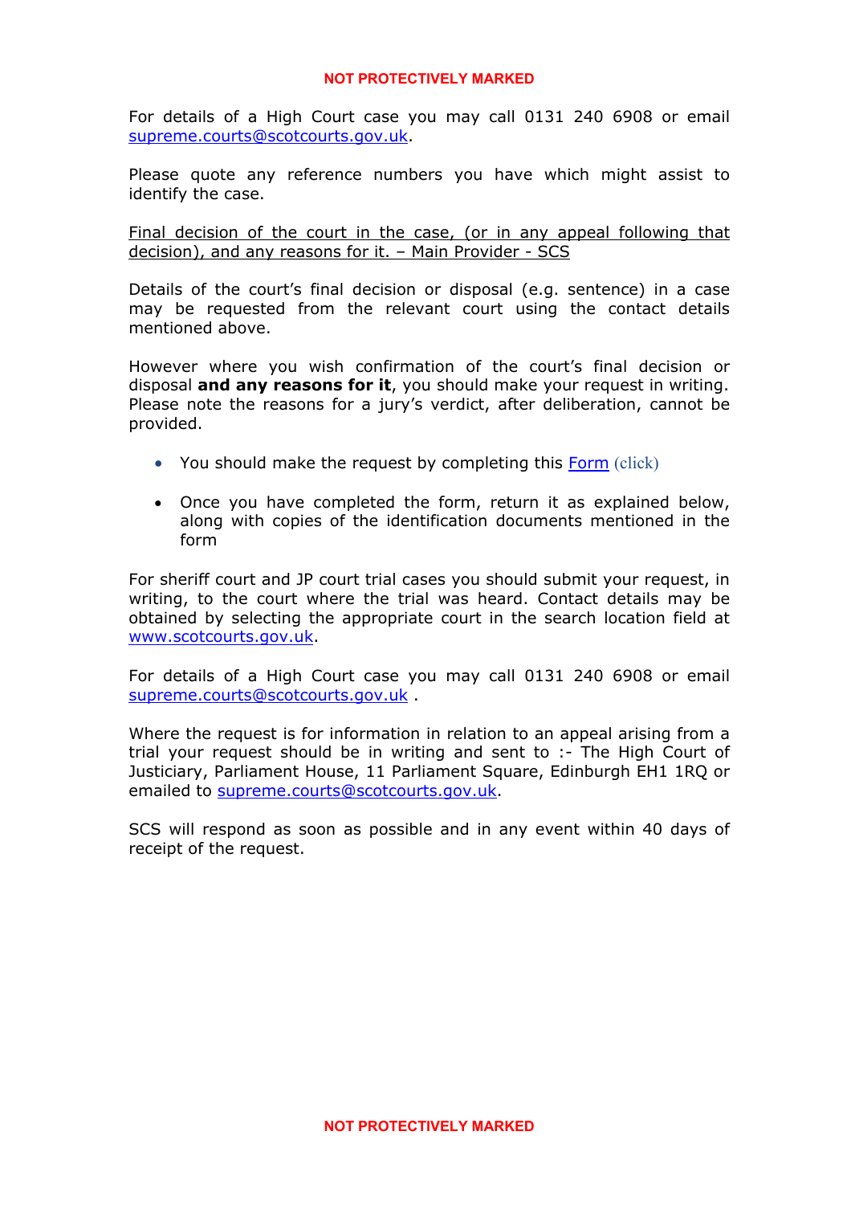For details of a High Court case you may call 0131 240 6908 or email supreme.courts@scotcourts.gov.uk.

Please quote any reference numbers you have which might assist to identify the case.

Final decision of the court in the case, (or in any appeal following that decision), and any reasons for it. – Main Provider - SCS

Details of the court's final decision or disposal (e.g. sentence) in a case may be requested from the relevant court using the contact details mentioned above.

However where you wish confirmation of the court's final decision or disposal **and any reasons for it**, you should make your request in writing. Please note the reasons for a jury's verdict, after deliberation, cannot be provided.

- You should make the request by completing this Form (click)
- Once you have completed the form, return it as explained below, along with copies of the identification documents mentioned in the form

For sheriff court and JP court trial cases you should submit your request, in writing, to the court where the trial was heard. Contact details may be obtained by selecting the appropriate court in the search location field at www.scotcourts.gov.uk.

For details of a High Court case you may call 0131 240 6908 or email supreme.courts@scotcourts.gov.uk .

Where the request is for information in relation to an appeal arising from a trial your request should be in writing and sent to :- The High Court of Justiciary, Parliament House, 11 Parliament Square, Edinburgh EH1 1RQ or emailed to supreme.courts@scotcourts.gov.uk.

SCS will respond as soon as possible and in any event within 40 days of receipt of the request.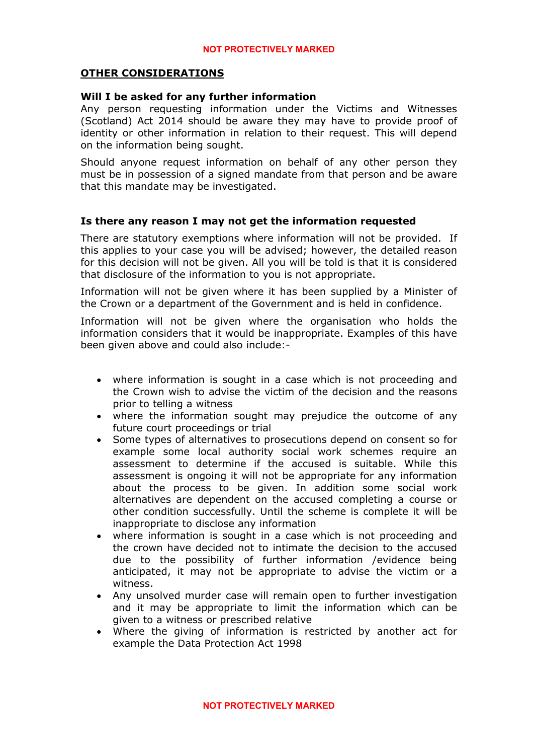## OTHER CONSIDERATIONS

### Will I be asked for any further information

Any person requesting information under the Victims and Witnesses (Scotland) Act 2014 should be aware they may have to provide proof of identity or other information in relation to their request. This will depend on the information being sought.

Should anyone request information on behalf of any other person they must be in possession of a signed mandate from that person and be aware that this mandate may be investigated.

### Is there any reason I may not get the information requested

There are statutory exemptions where information will not be provided. If this applies to your case you will be advised; however, the detailed reason for this decision will not be given. All you will be told is that it is considered that disclosure of the information to you is not appropriate.

Information will not be given where it has been supplied by a Minister of the Crown or a department of the Government and is held in confidence.

Information will not be given where the organisation who holds the information considers that it would be inappropriate. Examples of this have been given above and could also include:-

- where information is sought in a case which is not proceeding and the Crown wish to advise the victim of the decision and the reasons prior to telling a witness
- where the information sought may prejudice the outcome of any future court proceedings or trial
- Some types of alternatives to prosecutions depend on consent so for example some local authority social work schemes require an assessment to determine if the accused is suitable. While this assessment is ongoing it will not be appropriate for any information about the process to be given. In addition some social work alternatives are dependent on the accused completing a course or other condition successfully. Until the scheme is complete it will be inappropriate to disclose any information
- where information is sought in a case which is not proceeding and the crown have decided not to intimate the decision to the accused due to the possibility of further information /evidence being anticipated, it may not be appropriate to advise the victim or a witness.
- Any unsolved murder case will remain open to further investigation and it may be appropriate to limit the information which can be given to a witness or prescribed relative
- Where the giving of information is restricted by another act for example the Data Protection Act 1998